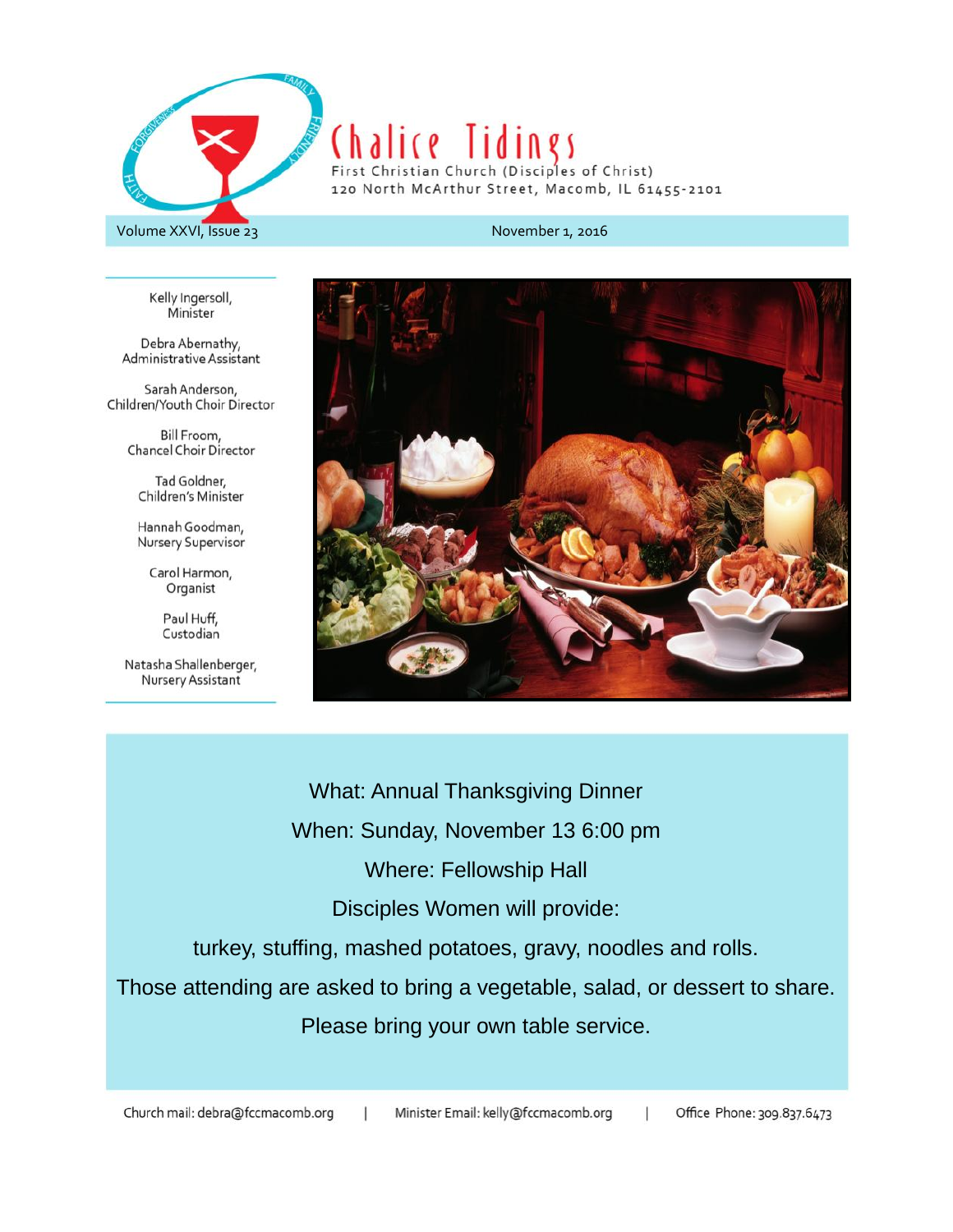# Chalice Tidings

First Christian Church (Disciples of Christ)
120 North McArthur Street, Macomb, IL 61455-2101

Volume XXVI, Issue 23 — November 1, 2016

Kelly Ingersoll,
Minister

Debra Abernathy,
Administrative Assistant

Sarah Anderson,
Children/Youth Choir Director

Bill Froom,
Chancel Choir Director

Tad Goldner,
Children's Minister

Hannah Goodman,
Nursery Supervisor

Carol Harmon,
Organist

Paul Huff,
Custodian

Natasha Shallenberger,
Nursery Assistant

What: Annual Thanksgiving Dinner

When: Sunday, November 13 6:00 pm

Where: Fellowship Hall

Disciples Women will provide:

turkey, stuffing, mashed potatoes, gravy, noodles and rolls.

Those attending are asked to bring a vegetable, salad, or dessert to share.

Please bring your own table service.

Church mail: debra@fccmacomb.org | Minister Email: kelly@fccmacomb.org | Office Phone: 309.837.6473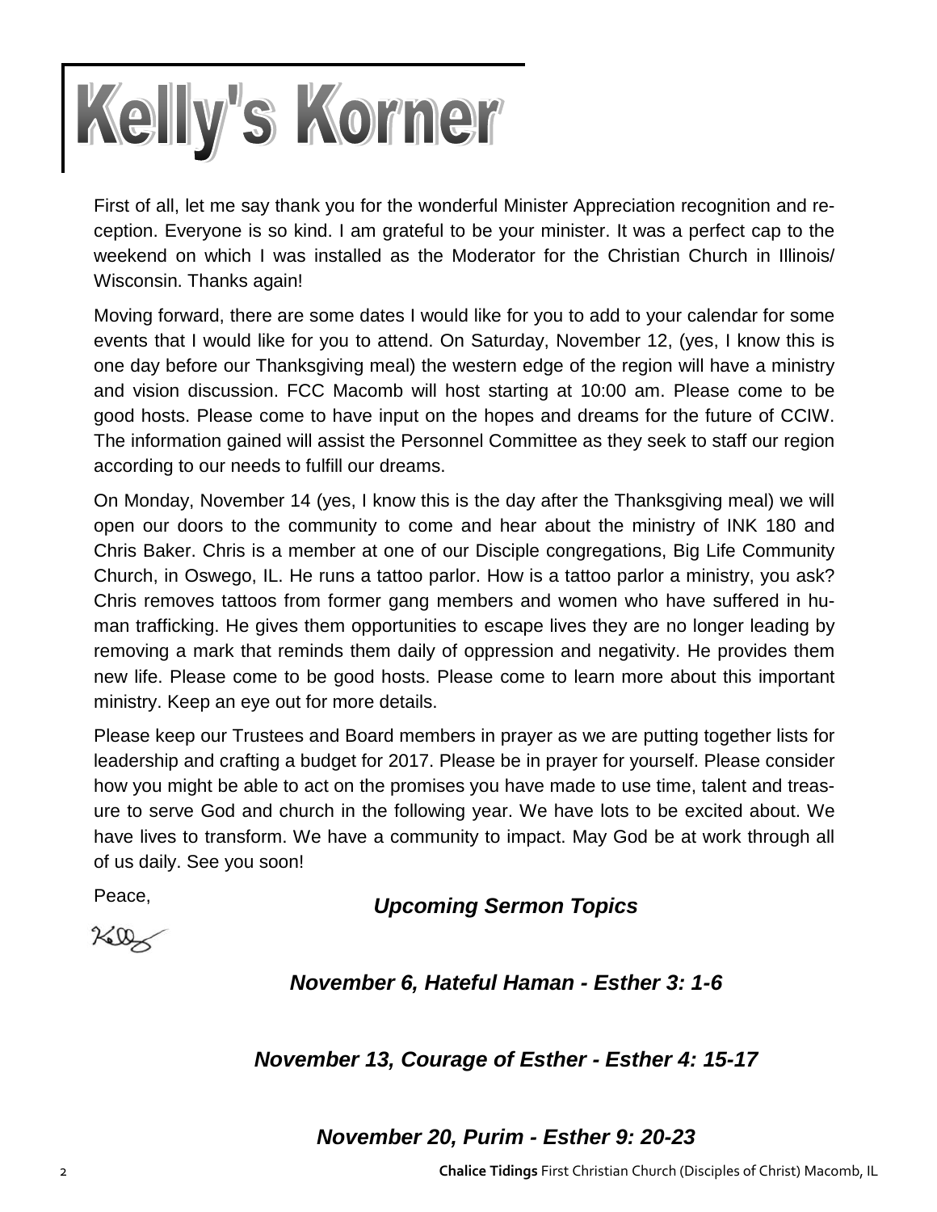# Kelly's Korner

First of all, let me say thank you for the wonderful Minister Appreciation recognition and reception. Everyone is so kind. I am grateful to be your minister. It was a perfect cap to the weekend on which I was installed as the Moderator for the Christian Church in Illinois/ Wisconsin. Thanks again!

Moving forward, there are some dates I would like for you to add to your calendar for some events that I would like for you to attend. On Saturday, November 12, (yes, I know this is one day before our Thanksgiving meal) the western edge of the region will have a ministry and vision discussion. FCC Macomb will host starting at 10:00 am. Please come to be good hosts. Please come to have input on the hopes and dreams for the future of CCIW. The information gained will assist the Personnel Committee as they seek to staff our region according to our needs to fulfill our dreams.

On Monday, November 14 (yes, I know this is the day after the Thanksgiving meal) we will open our doors to the community to come and hear about the ministry of INK 180 and Chris Baker. Chris is a member at one of our Disciple congregations, Big Life Community Church, in Oswego, IL. He runs a tattoo parlor. How is a tattoo parlor a ministry, you ask? Chris removes tattoos from former gang members and women who have suffered in human trafficking. He gives them opportunities to escape lives they are no longer leading by removing a mark that reminds them daily of oppression and negativity. He provides them new life. Please come to be good hosts. Please come to learn more about this important ministry. Keep an eye out for more details.

Please keep our Trustees and Board members in prayer as we are putting together lists for leadership and crafting a budget for 2017. Please be in prayer for yourself. Please consider how you might be able to act on the promises you have made to use time, talent and treasure to serve God and church in the following year. We have lots to be excited about. We have lives to transform. We have a community to impact. May God be at work through all of us daily. See you soon!

Peace,

Kelly

### *Upcoming Sermon Topics*

***November 6, Hateful Haman - Esther 3: 1-6***

***November 13, Courage of Esther - Esther 4: 15-17***

***November 20, Purim - Esther 9: 20-23***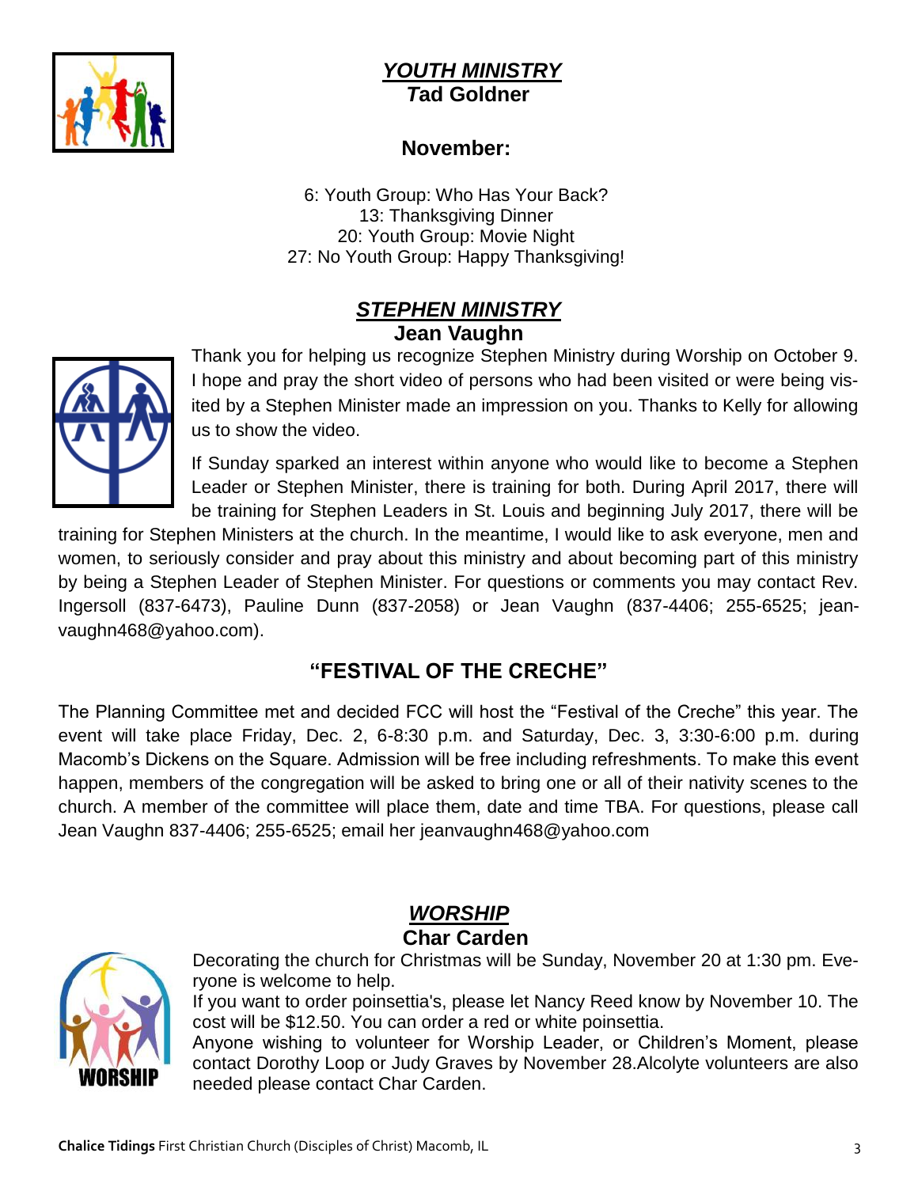## ***YOUTH MINISTRY***

**Tad Goldner**

**November:**

6: Youth Group: Who Has Your Back?
13: Thanksgiving Dinner
20: Youth Group: Movie Night
27: No Youth Group: Happy Thanksgiving!

## ***STEPHEN MINISTRY***

**Jean Vaughn**

Thank you for helping us recognize Stephen Ministry during Worship on October 9. I hope and pray the short video of persons who had been visited or were being visited by a Stephen Minister made an impression on you. Thanks to Kelly for allowing us to show the video.

If Sunday sparked an interest within anyone who would like to become a Stephen Leader or Stephen Minister, there is training for both. During April 2017, there will be training for Stephen Leaders in St. Louis and beginning July 2017, there will be training for Stephen Ministers at the church. In the meantime, I would like to ask everyone, men and women, to seriously consider and pray about this ministry and about becoming part of this ministry by being a Stephen Leader of Stephen Minister. For questions or comments you may contact Rev. Ingersoll (837-6473), Pauline Dunn (837-2058) or Jean Vaughn (837-4406; 255-6525; jeanvaughn468@yahoo.com).

## "FESTIVAL OF THE CRECHE"

The Planning Committee met and decided FCC will host the "Festival of the Creche" this year. The event will take place Friday, Dec. 2, 6-8:30 p.m. and Saturday, Dec. 3, 3:30-6:00 p.m. during Macomb's Dickens on the Square. Admission will be free including refreshments. To make this event happen, members of the congregation will be asked to bring one or all of their nativity scenes to the church. A member of the committee will place them, date and time TBA. For questions, please call Jean Vaughn 837-4406; 255-6525; email her jeanvaughn468@yahoo.com

## ***WORSHIP***

**Char Carden**

Decorating the church for Christmas will be Sunday, November 20 at 1:30 pm. Everyone is welcome to help.

If you want to order poinsettia's, please let Nancy Reed know by November 10. The cost will be $12.50. You can order a red or white poinsettia.

Anyone wishing to volunteer for Worship Leader, or Children's Moment, please contact Dorothy Loop or Judy Graves by November 28.Alcolyte volunteers are also needed please contact Char Carden.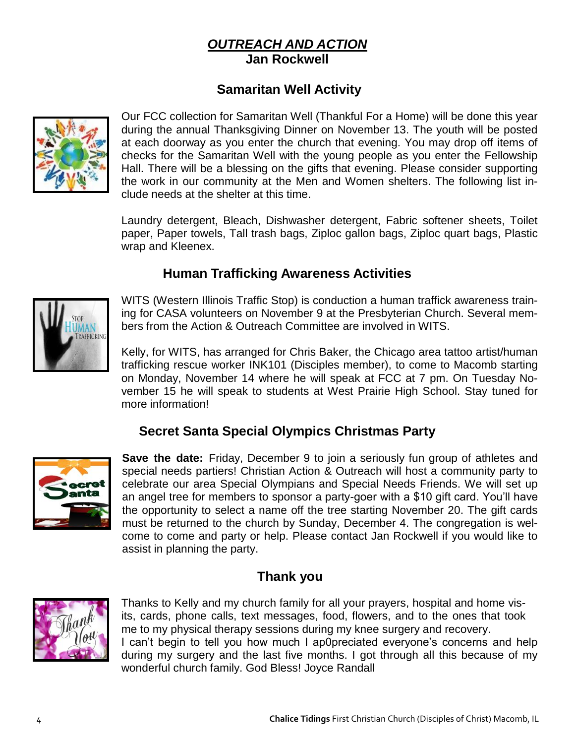# *OUTREACH AND ACTION*

**Jan Rockwell**

## Samaritan Well Activity

Our FCC collection for Samaritan Well (Thankful For a Home) will be done this year during the annual Thanksgiving Dinner on November 13. The youth will be posted at each doorway as you enter the church that evening. You may drop off items of checks for the Samaritan Well with the young people as you enter the Fellowship Hall. There will be a blessing on the gifts that evening. Please consider supporting the work in our community at the Men and Women shelters. The following list include needs at the shelter at this time.

Laundry detergent, Bleach, Dishwasher detergent, Fabric softener sheets, Toilet paper, Paper towels, Tall trash bags, Ziploc gallon bags, Ziploc quart bags, Plastic wrap and Kleenex.

## Human Trafficking Awareness Activities

WITS (Western Illinois Traffic Stop) is conduction a human traffick awareness training for CASA volunteers on November 9 at the Presbyterian Church. Several members from the Action & Outreach Committee are involved in WITS.

Kelly, for WITS, has arranged for Chris Baker, the Chicago area tattoo artist/human trafficking rescue worker INK101 (Disciples member), to come to Macomb starting on Monday, November 14 where he will speak at FCC at 7 pm. On Tuesday November 15 he will speak to students at West Prairie High School. Stay tuned for more information!

## Secret Santa Special Olympics Christmas Party

**Save the date:** Friday, December 9 to join a seriously fun group of athletes and special needs partiers! Christian Action & Outreach will host a community party to celebrate our area Special Olympians and Special Needs Friends. We will set up an angel tree for members to sponsor a party-goer with a $10 gift card. You'll have the opportunity to select a name off the tree starting November 20. The gift cards must be returned to the church by Sunday, December 4. The congregation is welcome to come and party or help. Please contact Jan Rockwell if you would like to assist in planning the party.

## Thank you

Thanks to Kelly and my church family for all your prayers, hospital and home visits, cards, phone calls, text messages, food, flowers, and to the ones that took me to my physical therapy sessions during my knee surgery and recovery.
I can't begin to tell you how much I ap0preciated everyone's concerns and help during my surgery and the last five months. I got through all this because of my wonderful church family. God Bless! Joyce Randall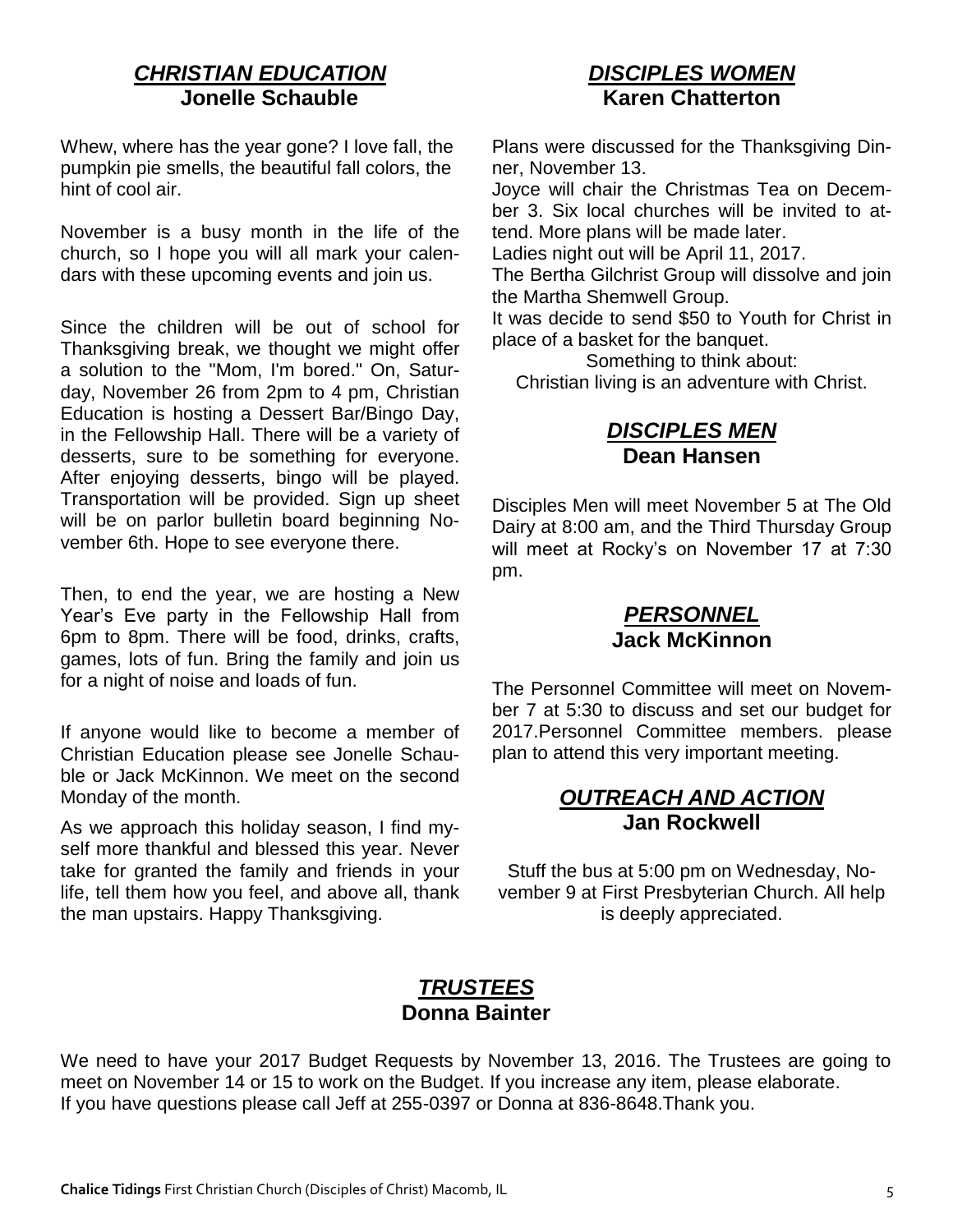## *CHRISTIAN EDUCATION*
**Jonelle Schauble**

Whew, where has the year gone? I love fall, the pumpkin pie smells, the beautiful fall colors, the hint of cool air.

November is a busy month in the life of the church, so I hope you will all mark your calendars with these upcoming events and join us.

Since the children will be out of school for Thanksgiving break, we thought we might offer a solution to the "Mom, I'm bored." On, Saturday, November 26 from 2pm to 4 pm, Christian Education is hosting a Dessert Bar/Bingo Day, in the Fellowship Hall. There will be a variety of desserts, sure to be something for everyone. After enjoying desserts, bingo will be played. Transportation will be provided. Sign up sheet will be on parlor bulletin board beginning November 6th. Hope to see everyone there.

Then, to end the year, we are hosting a New Year's Eve party in the Fellowship Hall from 6pm to 8pm. There will be food, drinks, crafts, games, lots of fun. Bring the family and join us for a night of noise and loads of fun.

If anyone would like to become a member of Christian Education please see Jonelle Schauble or Jack McKinnon. We meet on the second Monday of the month.

As we approach this holiday season, I find myself more thankful and blessed this year. Never take for granted the family and friends in your life, tell them how you feel, and above all, thank the man upstairs. Happy Thanksgiving.

## *DISCIPLES WOMEN*
**Karen Chatterton**

Plans were discussed for the Thanksgiving Dinner, November 13.
Joyce will chair the Christmas Tea on December 3. Six local churches will be invited to attend. More plans will be made later.
Ladies night out will be April 11, 2017.
The Bertha Gilchrist Group will dissolve and join the Martha Shemwell Group.
It was decide to send $50 to Youth for Christ in place of a basket for the banquet.

Something to think about:
Christian living is an adventure with Christ.

## *DISCIPLES MEN*
**Dean Hansen**

Disciples Men will meet November 5 at The Old Dairy at 8:00 am, and the Third Thursday Group will meet at Rocky's on November 17 at 7:30 pm.

## *PERSONNEL*
**Jack McKinnon**

The Personnel Committee will meet on November 7 at 5:30 to discuss and set our budget for 2017.Personnel Committee members. please plan to attend this very important meeting.

## *OUTREACH AND ACTION*
**Jan Rockwell**

Stuff the bus at 5:00 pm on Wednesday, November 9 at First Presbyterian Church. All help is deeply appreciated.

## *TRUSTEES*
**Donna Bainter**

We need to have your 2017 Budget Requests by November 13, 2016. The Trustees are going to meet on November 14 or 15 to work on the Budget. If you increase any item, please elaborate.
If you have questions please call Jeff at 255-0397 or Donna at 836-8648.Thank you.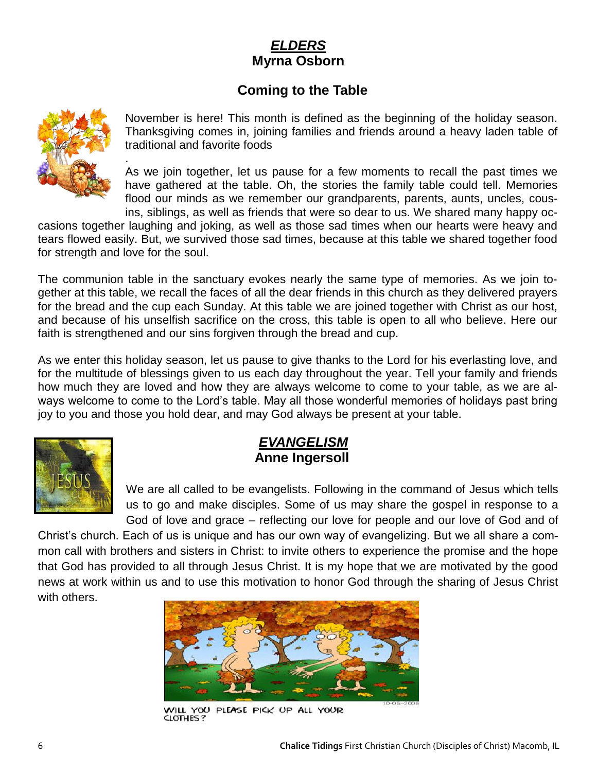## *ELDERS*
### Myrna Osborn

### Coming to the Table

November is here! This month is defined as the beginning of the holiday season. Thanksgiving comes in, joining families and friends around a heavy laden table of traditional and favorite foods

.

As we join together, let us pause for a few moments to recall the past times we have gathered at the table. Oh, the stories the family table could tell. Memories flood our minds as we remember our grandparents, parents, aunts, uncles, cousins, siblings, as well as friends that were so dear to us. We shared many happy occasions together laughing and joking, as well as those sad times when our hearts were heavy and tears flowed easily. But, we survived those sad times, because at this table we shared together food for strength and love for the soul.

The communion table in the sanctuary evokes nearly the same type of memories. As we join together at this table, we recall the faces of all the dear friends in this church as they delivered prayers for the bread and the cup each Sunday. At this table we are joined together with Christ as our host, and because of his unselfish sacrifice on the cross, this table is open to all who believe. Here our faith is strengthened and our sins forgiven through the bread and cup.

As we enter this holiday season, let us pause to give thanks to the Lord for his everlasting love, and for the multitude of blessings given to us each day throughout the year. Tell your family and friends how much they are loved and how they are always welcome to come to your table, as we are always welcome to come to the Lord's table. May all those wonderful memories of holidays past bring joy to you and those you hold dear, and may God always be present at your table.

## *EVANGELISM*
### Anne Ingersoll

We are all called to be evangelists. Following in the command of Jesus which tells us to go and make disciples. Some of us may share the gospel in response to a God of love and grace – reflecting our love for people and our love of God and of Christ's church. Each of us is unique and has our own way of evangelizing. But we all share a common call with brothers and sisters in Christ: to invite others to experience the promise and the hope that God has provided to all through Jesus Christ. It is my hope that we are motivated by the good news at work within us and to use this motivation to honor God through the sharing of Jesus Christ with others.

WILL YOU PLEASE PICK UP ALL YOUR CLOTHES?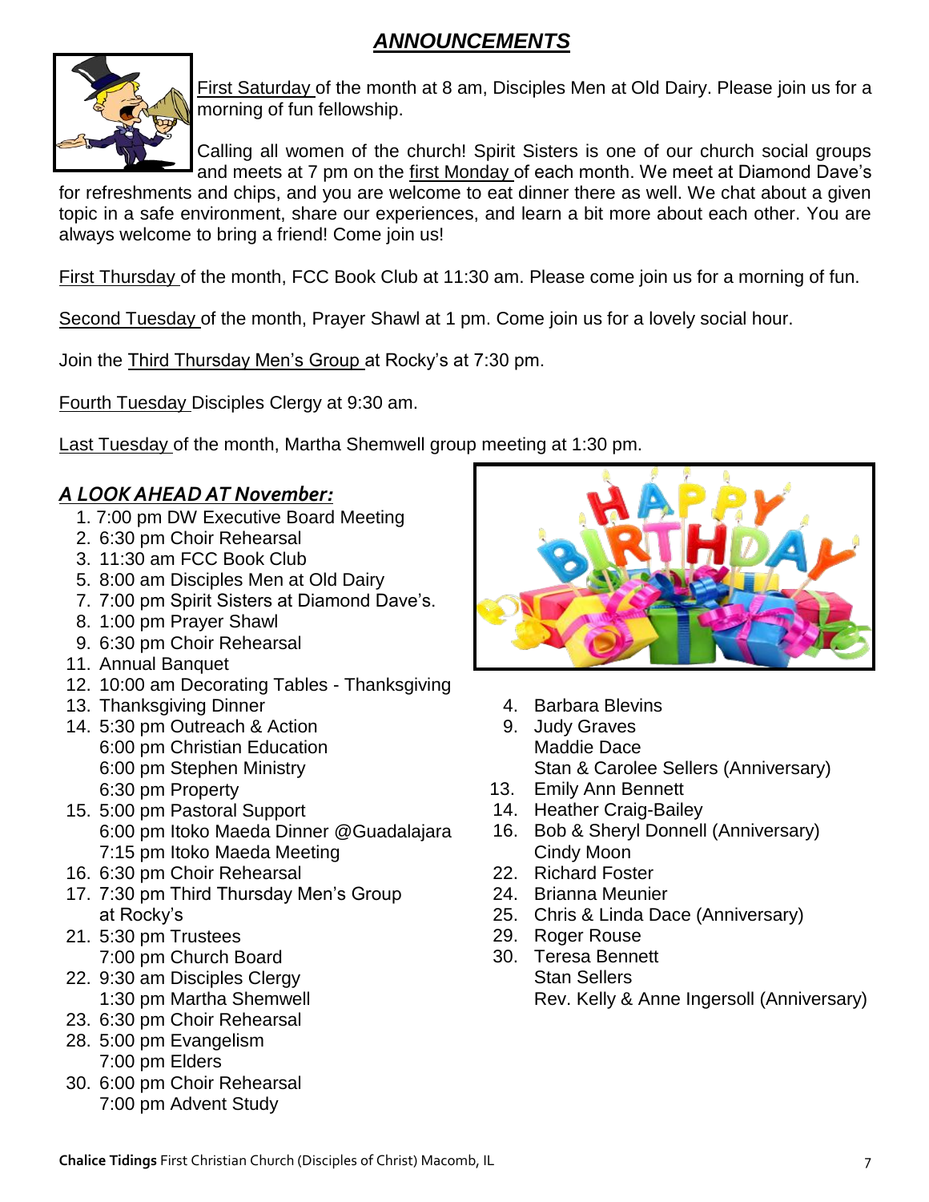# *ANNOUNCEMENTS*

First Saturday of the month at 8 am, Disciples Men at Old Dairy. Please join us for a morning of fun fellowship.

Calling all women of the church! Spirit Sisters is one of our church social groups and meets at 7 pm on the first Monday of each month. We meet at Diamond Dave's for refreshments and chips, and you are welcome to eat dinner there as well. We chat about a given topic in a safe environment, share our experiences, and learn a bit more about each other. You are always welcome to bring a friend! Come join us!

First Thursday of the month, FCC Book Club at 11:30 am. Please come join us for a morning of fun.

Second Tuesday of the month, Prayer Shawl at 1 pm. Come join us for a lovely social hour.

Join the Third Thursday Men's Group at Rocky's at 7:30 pm.

Fourth Tuesday Disciples Clergy at 9:30 am.

Last Tuesday of the month, Martha Shemwell group meeting at 1:30 pm.

## *A LOOK AHEAD AT November:*

1. 7:00 pm DW Executive Board Meeting
2. 6:30 pm Choir Rehearsal
3. 11:30 am FCC Book Club
5. 8:00 am Disciples Men at Old Dairy
7. 7:00 pm Spirit Sisters at Diamond Dave's.
8. 1:00 pm Prayer Shawl
9. 6:30 pm Choir Rehearsal
11. Annual Banquet
12. 10:00 am Decorating Tables - Thanksgiving
13. Thanksgiving Dinner
14. 5:30 pm Outreach & Action
    6:00 pm Christian Education
    6:00 pm Stephen Ministry
    6:30 pm Property
15. 5:00 pm Pastoral Support
    6:00 pm Itoko Maeda Dinner @Guadalajara
    7:15 pm Itoko Maeda Meeting
16. 6:30 pm Choir Rehearsal
17. 7:30 pm Third Thursday Men's Group at Rocky's
21. 5:30 pm Trustees
    7:00 pm Church Board
22. 9:30 am Disciples Clergy
    1:30 pm Martha Shemwell
23. 6:30 pm Choir Rehearsal
28. 5:00 pm Evangelism
    7:00 pm Elders
30. 6:00 pm Choir Rehearsal
    7:00 pm Advent Study

HAPPY BIRTHDAY

4. Barbara Blevins
9. Judy Graves
   Maddie Dace
   Stan & Carolee Sellers (Anniversary)
13. Emily Ann Bennett
14. Heather Craig-Bailey
16. Bob & Sheryl Donnell (Anniversary)
    Cindy Moon
22. Richard Foster
24. Brianna Meunier
25. Chris & Linda Dace (Anniversary)
29. Roger Rouse
30. Teresa Bennett
    Stan Sellers
    Rev. Kelly & Anne Ingersoll (Anniversary)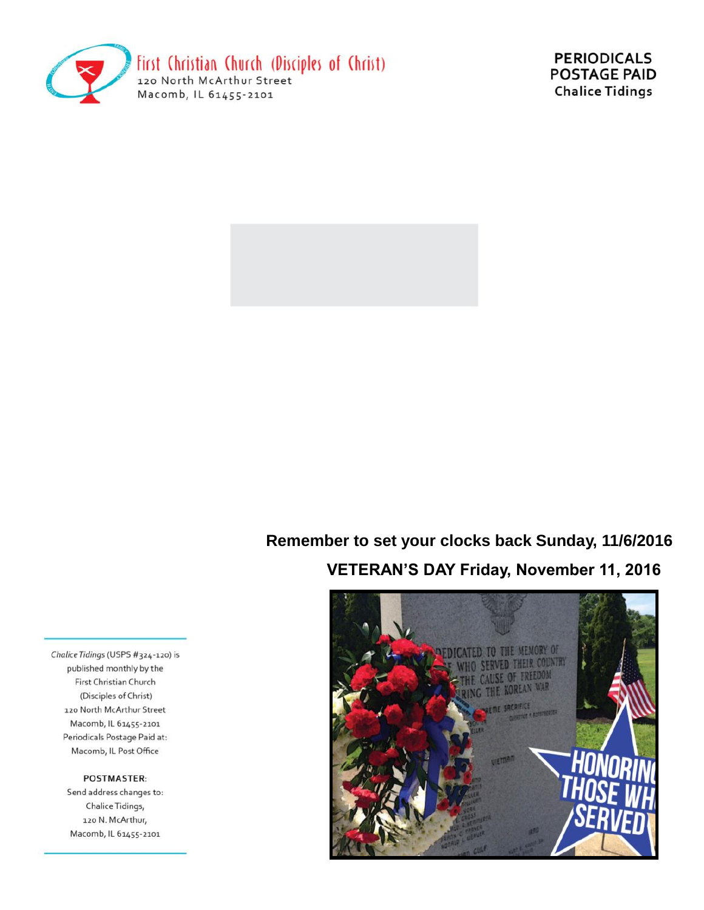First Christian Church (Disciples of Christ)
120 North McArthur Street
Macomb, IL 61455-2101

**PERIODICALS POSTAGE PAID**
**Chalice Tidings**

**Remember to set your clocks back Sunday, 11/6/2016**

**VETERAN'S DAY Friday, November 11, 2016**

*Chalice Tidings* (USPS #324-120) is published monthly by the First Christian Church (Disciples of Christ) 120 North McArthur Street Macomb, IL 61455-2101 Periodicals Postage Paid at: Macomb, IL Post Office

POSTMASTER:
Send address changes to:
Chalice Tidings,
120 N. McArthur,
Macomb, IL 61455-2101